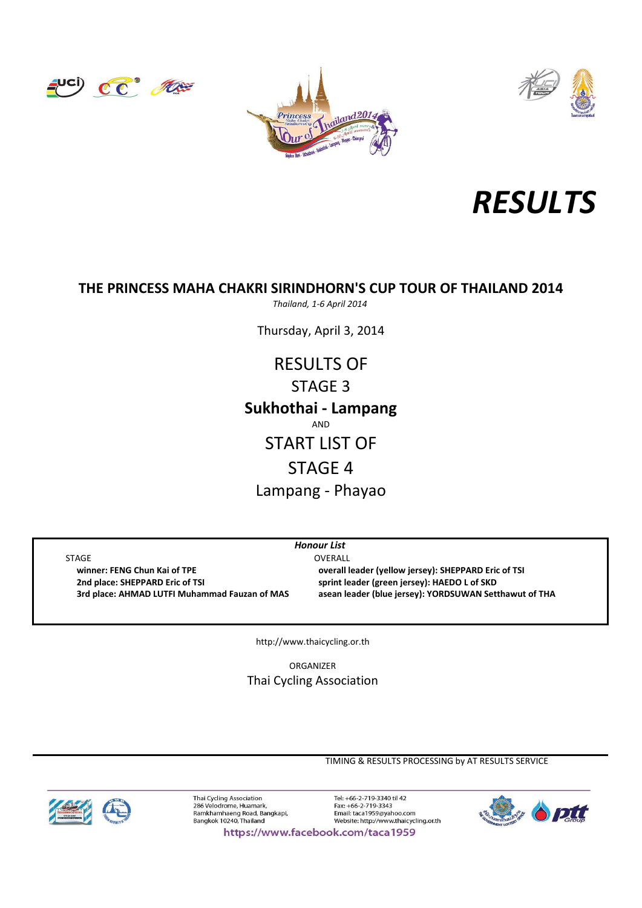# RESULTS

## THE PRINCESS MAHA CHAKRI SIRINDHORN'S CUP TOUR OF THAILAND 2014

*Thailand, 1-6 April 2014*

Thursday, April 3, 2014

RESULTS OF

STAGE 3

**Sukhothai - Lampang**

AND

START LIST OF

STAGE 4

Lampang - Phayao

***Honour List***

STAGE

**winner: FENG Chun Kai of TPE**

**2nd place: SHEPPARD Eric of TSI**

**3rd place: AHMAD LUTFI Muhammad Fauzan of MAS**

OVERALL

**overall leader (yellow jersey): SHEPPARD Eric of TSI**

**sprint leader (green jersey): HAEDO L of SKD**

**asean leader (blue jersey): YORDSUWAN Setthawut of THA**

http://www.thaicycling.or.th

ORGANIZER

Thai Cycling Association

TIMING & RESULTS PROCESSING by AT RESULTS SERVICE

Thai Cycling Association
286 Velodrome, Huamark,
Ramkhamhaeng Road, Bangkapi,
Bangkok 10240, Thailand

Tel: +66-2-719-3340 til 42
Fax: +66-2-719-3343
Email: taca1959@yahoo.com
Website: http://www.thaicycling.or.th

https://www.facebook.com/taca1959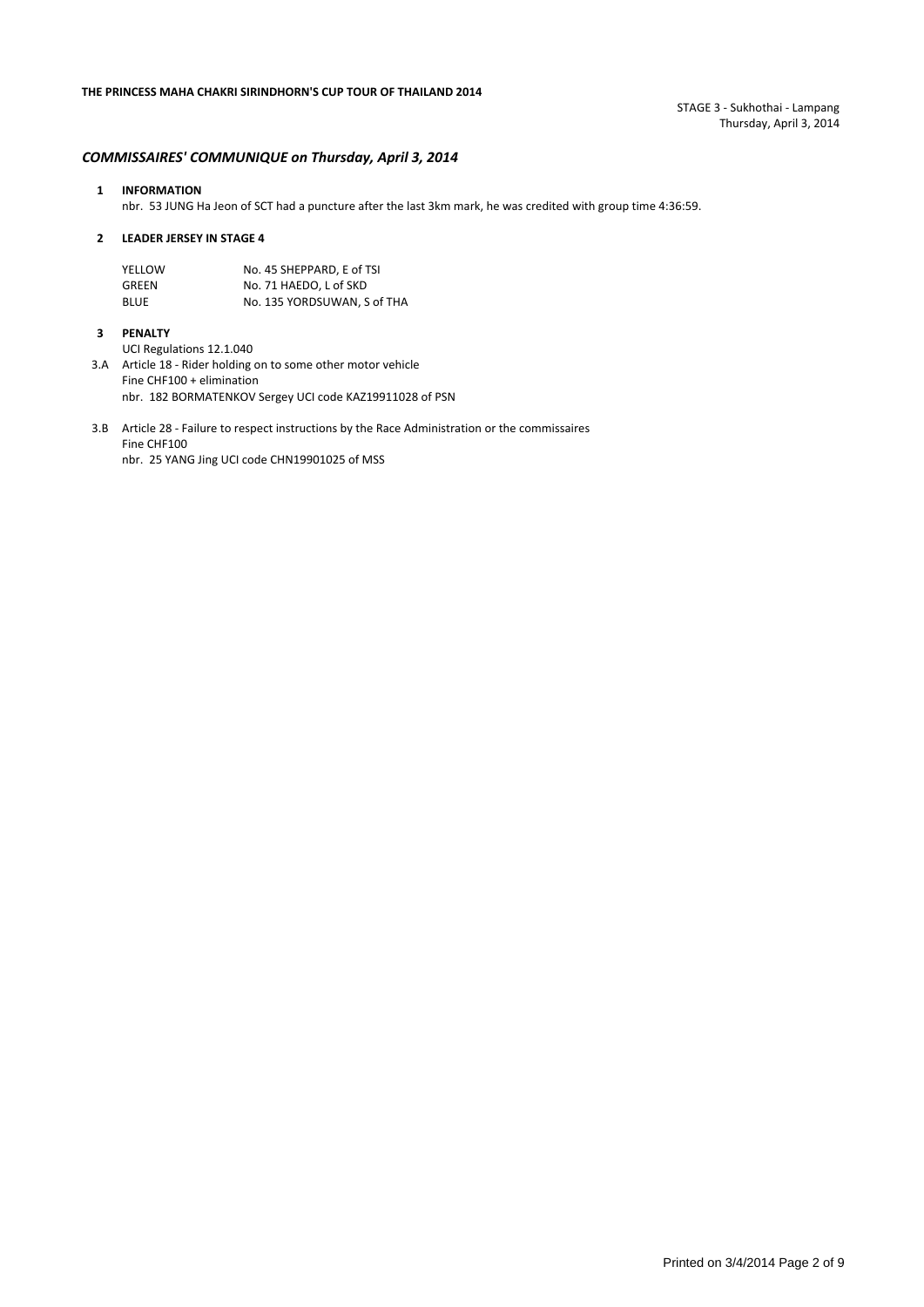**THE PRINCESS MAHA CHAKRI SIRINDHORN'S CUP TOUR OF THAILAND 2014**

STAGE 3 - Sukhothai - Lampang
Thursday, April 3, 2014

## *COMMISSAIRES' COMMUNIQUE on Thursday, April 3, 2014*

**1 INFORMATION**

nbr. 53 JUNG Ha Jeon of SCT had a puncture after the last 3km mark, he was credited with group time 4:36:59.

**2 LEADER JERSEY IN STAGE 4**

| | |
|---|---|
| YELLOW | No. 45 SHEPPARD, E of TSI |
| GREEN | No. 71 HAEDO, L of SKD |
| BLUE | No. 135 YORDSUWAN, S of THA |

**3 PENALTY**

UCI Regulations 12.1.040

3.A Article 18 - Rider holding on to some other motor vehicle
Fine CHF100 + elimination
nbr. 182 BORMATENKOV Sergey UCI code KAZ19911028 of PSN

3.B Article 28 - Failure to respect instructions by the Race Administration or the commissaires
Fine CHF100
nbr. 25 YANG Jing UCI code CHN19901025 of MSS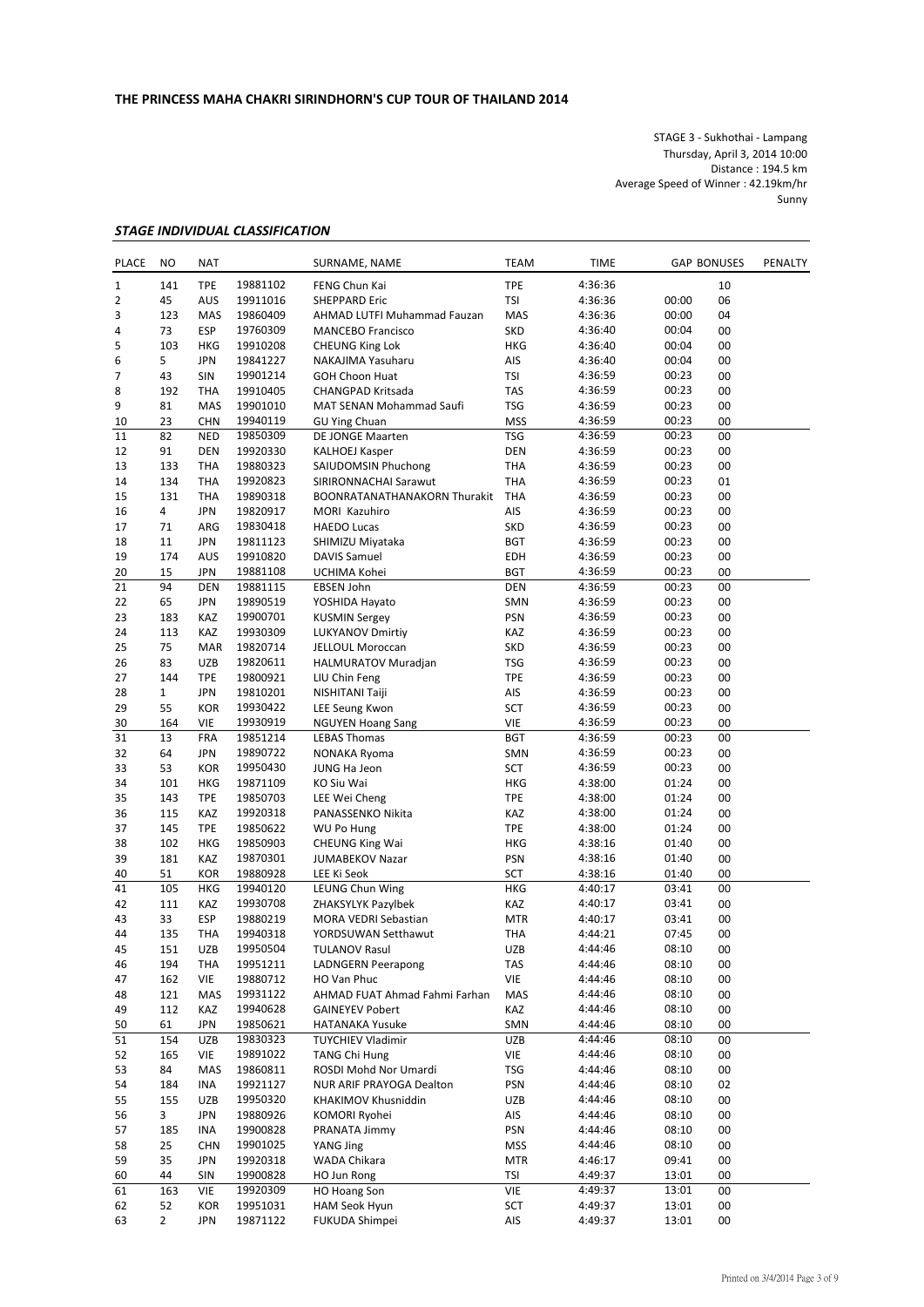# THE PRINCESS MAHA CHAKRI SIRINDHORN'S CUP TOUR OF THAILAND 2014

STAGE 3 - Sukhothai - Lampang
Thursday, April 3, 2014 10:00
Distance : 194.5 km
Average Speed of Winner : 42.19km/hr
Sunny

### *STAGE INDIVIDUAL CLASSIFICATION*

| PLACE | NO | NAT | | SURNAME, NAME | TEAM | TIME | GAP | BONUSES | PENALTY |
|---|---|---|---|---|---|---|---|---|---|
| 1 | 141 | TPE | 19881102 | FENG Chun Kai | TPE | 4:36:36 | | 10 | |
| 2 | 45 | AUS | 19911016 | SHEPPARD Eric | TSI | 4:36:36 | 00:00 | 06 | |
| 3 | 123 | MAS | 19860409 | AHMAD LUTFI Muhammad Fauzan | MAS | 4:36:36 | 00:00 | 04 | |
| 4 | 73 | ESP | 19760309 | MANCEBO Francisco | SKD | 4:36:40 | 00:04 | 00 | |
| 5 | 103 | HKG | 19910208 | CHEUNG King Lok | HKG | 4:36:40 | 00:04 | 00 | |
| 6 | 5 | JPN | 19841227 | NAKAJIMA Yasuharu | AIS | 4:36:40 | 00:04 | 00 | |
| 7 | 43 | SIN | 19901214 | GOH Choon Huat | TSI | 4:36:59 | 00:23 | 00 | |
| 8 | 192 | THA | 19910405 | CHANGPAD Kritsada | TAS | 4:36:59 | 00:23 | 00 | |
| 9 | 81 | MAS | 19901010 | MAT SENAN Mohammad Saufi | TSG | 4:36:59 | 00:23 | 00 | |
| 10 | 23 | CHN | 19940119 | GU Ying Chuan | MSS | 4:36:59 | 00:23 | 00 | |
| 11 | 82 | NED | 19850309 | DE JONGE Maarten | TSG | 4:36:59 | 00:23 | 00 | |
| 12 | 91 | DEN | 19920330 | KALHOEJ Kasper | DEN | 4:36:59 | 00:23 | 00 | |
| 13 | 133 | THA | 19880323 | SAIUDOMSIN Phuchong | THA | 4:36:59 | 00:23 | 00 | |
| 14 | 134 | THA | 19920823 | SIRIRONNACHAI Sarawut | THA | 4:36:59 | 00:23 | 01 | |
| 15 | 131 | THA | 19890318 | BOONRATANATHANAKORN Thurakit | THA | 4:36:59 | 00:23 | 00 | |
| 16 | 4 | JPN | 19820917 | MORI Kazuhiro | AIS | 4:36:59 | 00:23 | 00 | |
| 17 | 71 | ARG | 19830418 | HAEDO Lucas | SKD | 4:36:59 | 00:23 | 00 | |
| 18 | 11 | JPN | 19811123 | SHIMIZU Miyataka | BGT | 4:36:59 | 00:23 | 00 | |
| 19 | 174 | AUS | 19910820 | DAVIS Samuel | EDH | 4:36:59 | 00:23 | 00 | |
| 20 | 15 | JPN | 19881108 | UCHIMA Kohei | BGT | 4:36:59 | 00:23 | 00 | |
| 21 | 94 | DEN | 19881115 | EBSEN John | DEN | 4:36:59 | 00:23 | 00 | |
| 22 | 65 | JPN | 19890519 | YOSHIDA Hayato | SMN | 4:36:59 | 00:23 | 00 | |
| 23 | 183 | KAZ | 19900701 | KUSMIN Sergey | PSN | 4:36:59 | 00:23 | 00 | |
| 24 | 113 | KAZ | 19930309 | LUKYANOV Dmirtiy | KAZ | 4:36:59 | 00:23 | 00 | |
| 25 | 75 | MAR | 19820714 | JELLOUL Moroccan | SKD | 4:36:59 | 00:23 | 00 | |
| 26 | 83 | UZB | 19820611 | HALMURATOV Muradjan | TSG | 4:36:59 | 00:23 | 00 | |
| 27 | 144 | TPE | 19800921 | LIU Chin Feng | TPE | 4:36:59 | 00:23 | 00 | |
| 28 | 1 | JPN | 19810201 | NISHITANI Taiji | AIS | 4:36:59 | 00:23 | 00 | |
| 29 | 55 | KOR | 19930422 | LEE Seung Kwon | SCT | 4:36:59 | 00:23 | 00 | |
| 30 | 164 | VIE | 19930919 | NGUYEN Hoang Sang | VIE | 4:36:59 | 00:23 | 00 | |
| 31 | 13 | FRA | 19851214 | LEBAS Thomas | BGT | 4:36:59 | 00:23 | 00 | |
| 32 | 64 | JPN | 19890722 | NONAKA Ryoma | SMN | 4:36:59 | 00:23 | 00 | |
| 33 | 53 | KOR | 19950430 | JUNG Ha Jeon | SCT | 4:36:59 | 00:23 | 00 | |
| 34 | 101 | HKG | 19871109 | KO Siu Wai | HKG | 4:38:00 | 01:24 | 00 | |
| 35 | 143 | TPE | 19850703 | LEE Wei Cheng | TPE | 4:38:00 | 01:24 | 00 | |
| 36 | 115 | KAZ | 19920318 | PANASSENKO Nikita | KAZ | 4:38:00 | 01:24 | 00 | |
| 37 | 145 | TPE | 19850622 | WU Po Hung | TPE | 4:38:00 | 01:24 | 00 | |
| 38 | 102 | HKG | 19850903 | CHEUNG King Wai | HKG | 4:38:16 | 01:40 | 00 | |
| 39 | 181 | KAZ | 19870301 | JUMABEKOV Nazar | PSN | 4:38:16 | 01:40 | 00 | |
| 40 | 51 | KOR | 19880928 | LEE Ki Seok | SCT | 4:38:16 | 01:40 | 00 | |
| 41 | 105 | HKG | 19940120 | LEUNG Chun Wing | HKG | 4:40:17 | 03:41 | 00 | |
| 42 | 111 | KAZ | 19930708 | ZHAKSYLYK Pazylbek | KAZ | 4:40:17 | 03:41 | 00 | |
| 43 | 33 | ESP | 19880219 | MORA VEDRI Sebastian | MTR | 4:40:17 | 03:41 | 00 | |
| 44 | 135 | THA | 19940318 | YORDSUWAN Setthawut | THA | 4:44:21 | 07:45 | 00 | |
| 45 | 151 | UZB | 19950504 | TULANOV Rasul | UZB | 4:44:46 | 08:10 | 00 | |
| 46 | 194 | THA | 19951211 | LADNGERN Peerapong | TAS | 4:44:46 | 08:10 | 00 | |
| 47 | 162 | VIE | 19880712 | HO Van Phuc | VIE | 4:44:46 | 08:10 | 00 | |
| 48 | 121 | MAS | 19931122 | AHMAD FUAT Ahmad Fahmi Farhan | MAS | 4:44:46 | 08:10 | 00 | |
| 49 | 112 | KAZ | 19940628 | GAINEYEV Pobert | KAZ | 4:44:46 | 08:10 | 00 | |
| 50 | 61 | JPN | 19850621 | HATANAKA Yusuke | SMN | 4:44:46 | 08:10 | 00 | |
| 51 | 154 | UZB | 19830323 | TUYCHIEV Vladimir | UZB | 4:44:46 | 08:10 | 00 | |
| 52 | 165 | VIE | 19891022 | TANG Chi Hung | VIE | 4:44:46 | 08:10 | 00 | |
| 53 | 84 | MAS | 19860811 | ROSDI Mohd Nor Umardi | TSG | 4:44:46 | 08:10 | 00 | |
| 54 | 184 | INA | 19921127 | NUR ARIF PRAYOGA Dealton | PSN | 4:44:46 | 08:10 | 02 | |
| 55 | 155 | UZB | 19950320 | KHAKIMOV Khusniddin | UZB | 4:44:46 | 08:10 | 00 | |
| 56 | 3 | JPN | 19880926 | KOMORI Ryohei | AIS | 4:44:46 | 08:10 | 00 | |
| 57 | 185 | INA | 19900828 | PRANATA Jimmy | PSN | 4:44:46 | 08:10 | 00 | |
| 58 | 25 | CHN | 19901025 | YANG Jing | MSS | 4:44:46 | 08:10 | 00 | |
| 59 | 35 | JPN | 19920318 | WADA Chikara | MTR | 4:46:17 | 09:41 | 00 | |
| 60 | 44 | SIN | 19900828 | HO Jun Rong | TSI | 4:49:37 | 13:01 | 00 | |
| 61 | 163 | VIE | 19920309 | HO Hoang Son | VIE | 4:49:37 | 13:01 | 00 | |
| 62 | 52 | KOR | 19951031 | HAM Seok Hyun | SCT | 4:49:37 | 13:01 | 00 | |
| 63 | 2 | JPN | 19871122 | FUKUDA Shimpei | AIS | 4:49:37 | 13:01 | 00 | |

Printed on 3/4/2014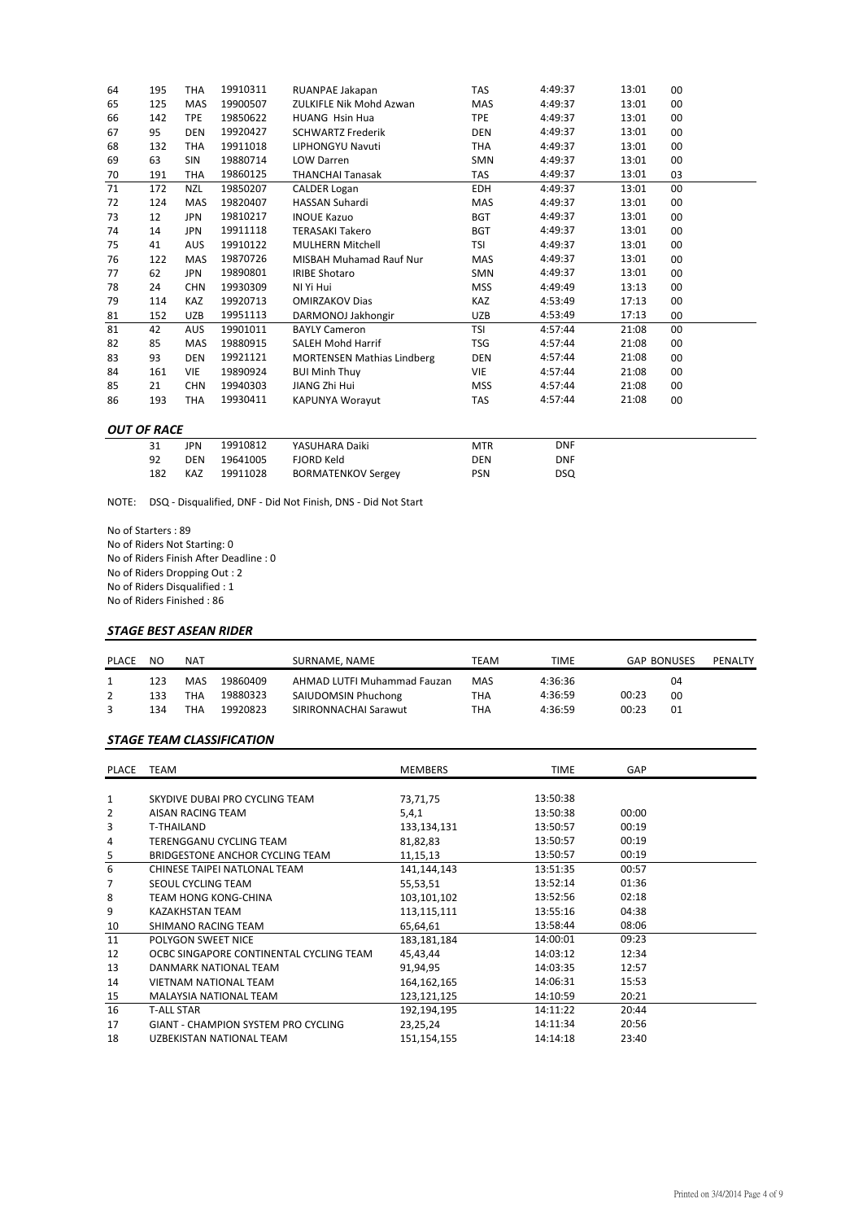| | | | | | | | | |
|---|---|---|---|---|---|---|---|---|
| 64 | 195 | THA | 19910311 | RUANPAE Jakapan | TAS | 4:49:37 | 13:01 | 00 |
| 65 | 125 | MAS | 19900507 | ZULKIFLE Nik Mohd Azwan | MAS | 4:49:37 | 13:01 | 00 |
| 66 | 142 | TPE | 19850622 | HUANG Hsin Hua | TPE | 4:49:37 | 13:01 | 00 |
| 67 | 95 | DEN | 19920427 | SCHWARTZ Frederik | DEN | 4:49:37 | 13:01 | 00 |
| 68 | 132 | THA | 19911018 | LIPHONGYU Navuti | THA | 4:49:37 | 13:01 | 00 |
| 69 | 63 | SIN | 19880714 | LOW Darren | SMN | 4:49:37 | 13:01 | 00 |
| 70 | 191 | THA | 19860125 | THANCHAI Tanasak | TAS | 4:49:37 | 13:01 | 03 |
| 71 | 172 | NZL | 19850207 | CALDER Logan | EDH | 4:49:37 | 13:01 | 00 |
| 72 | 124 | MAS | 19820407 | HASSAN Suhardi | MAS | 4:49:37 | 13:01 | 00 |
| 73 | 12 | JPN | 19810217 | INOUE Kazuo | BGT | 4:49:37 | 13:01 | 00 |
| 74 | 14 | JPN | 19911118 | TERASAKI Takero | BGT | 4:49:37 | 13:01 | 00 |
| 75 | 41 | AUS | 19910122 | MULHERN Mitchell | TSI | 4:49:37 | 13:01 | 00 |
| 76 | 122 | MAS | 19870726 | MISBAH Muhamad Rauf Nur | MAS | 4:49:37 | 13:01 | 00 |
| 77 | 62 | JPN | 19890801 | IRIBE Shotaro | SMN | 4:49:37 | 13:01 | 00 |
| 78 | 24 | CHN | 19930309 | NI Yi Hui | MSS | 4:49:49 | 13:13 | 00 |
| 79 | 114 | KAZ | 19920713 | OMIRZAKOV Dias | KAZ | 4:53:49 | 17:13 | 00 |
| 81 | 152 | UZB | 19951113 | DARMONOJ Jakhongir | UZB | 4:53:49 | 17:13 | 00 |
| 81 | 42 | AUS | 19901011 | BAYLY Cameron | TSI | 4:57:44 | 21:08 | 00 |
| 82 | 85 | MAS | 19880915 | SALEH Mohd Harrif | TSG | 4:57:44 | 21:08 | 00 |
| 83 | 93 | DEN | 19921121 | MORTENSEN Mathias Lindberg | DEN | 4:57:44 | 21:08 | 00 |
| 84 | 161 | VIE | 19890924 | BUI Minh Thuy | VIE | 4:57:44 | 21:08 | 00 |
| 85 | 21 | CHN | 19940303 | JIANG Zhi Hui | MSS | 4:57:44 | 21:08 | 00 |
| 86 | 193 | THA | 19930411 | KAPUNYA Worayut | TAS | 4:57:44 | 21:08 | 00 |

### *OUT OF RACE*

| | | | | | |
|---|---|---|---|---|---|
| 31 | JPN | 19910812 | YASUHARA Daiki | MTR | DNF |
| 92 | DEN | 19641005 | FJORD Keld | DEN | DNF |
| 182 | KAZ | 19911028 | BORMATENKOV Sergey | PSN | DSQ |

NOTE: DSQ - Disqualified, DNF - Did Not Finish, DNS - Did Not Start

No of Starters : 89
No of Riders Not Starting: 0
No of Riders Finish After Deadline : 0
No of Riders Dropping Out : 2
No of Riders Disqualified : 1
No of Riders Finished : 86

### *STAGE BEST ASEAN RIDER*

| PLACE | NO | NAT | | SURNAME, NAME | TEAM | TIME | GAP | BONUSES | PENALTY |
|---|---|---|---|---|---|---|---|---|---|
| 1 | 123 | MAS | 19860409 | AHMAD LUTFI Muhammad Fauzan | MAS | 4:36:36 | | 04 | |
| 2 | 133 | THA | 19880323 | SAIUDOMSIN Phuchong | THA | 4:36:59 | 00:23 | 00 | |
| 3 | 134 | THA | 19920823 | SIRIRONNACHAI Sarawut | THA | 4:36:59 | 00:23 | 01 | |

### *STAGE TEAM CLASSIFICATION*

| PLACE | TEAM | MEMBERS | TIME | GAP |
|---|---|---|---|---|
| 1 | SKYDIVE DUBAI PRO CYCLING TEAM | 73,71,75 | 13:50:38 | |
| 2 | AISAN RACING TEAM | 5,4,1 | 13:50:38 | 00:00 |
| 3 | T-THAILAND | 133,134,131 | 13:50:57 | 00:19 |
| 4 | TERENGGANU CYCLING TEAM | 81,82,83 | 13:50:57 | 00:19 |
| 5 | BRIDGESTONE ANCHOR CYCLING TEAM | 11,15,13 | 13:50:57 | 00:19 |
| 6 | CHINESE TAIPEI NATLONAL TEAM | 141,144,143 | 13:51:35 | 00:57 |
| 7 | SEOUL CYCLING TEAM | 55,53,51 | 13:52:14 | 01:36 |
| 8 | TEAM HONG KONG-CHINA | 103,101,102 | 13:52:56 | 02:18 |
| 9 | KAZAKHSTAN TEAM | 113,115,111 | 13:55:16 | 04:38 |
| 10 | SHIMANO RACING TEAM | 65,64,61 | 13:58:44 | 08:06 |
| 11 | POLYGON SWEET NICE | 183,181,184 | 14:00:01 | 09:23 |
| 12 | OCBC SINGAPORE CONTINENTAL CYCLING TEAM | 45,43,44 | 14:03:12 | 12:34 |
| 13 | DANMARK NATIONAL TEAM | 91,94,95 | 14:03:35 | 12:57 |
| 14 | VIETNAM NATIONAL TEAM | 164,162,165 | 14:06:31 | 15:53 |
| 15 | MALAYSIA NATIONAL TEAM | 123,121,125 | 14:10:59 | 20:21 |
| 16 | T-ALL STAR | 192,194,195 | 14:11:22 | 20:44 |
| 17 | GIANT - CHAMPION SYSTEM PRO CYCLING | 23,25,24 | 14:11:34 | 20:56 |
| 18 | UZBEKISTAN NATIONAL TEAM | 151,154,155 | 14:14:18 | 23:40 |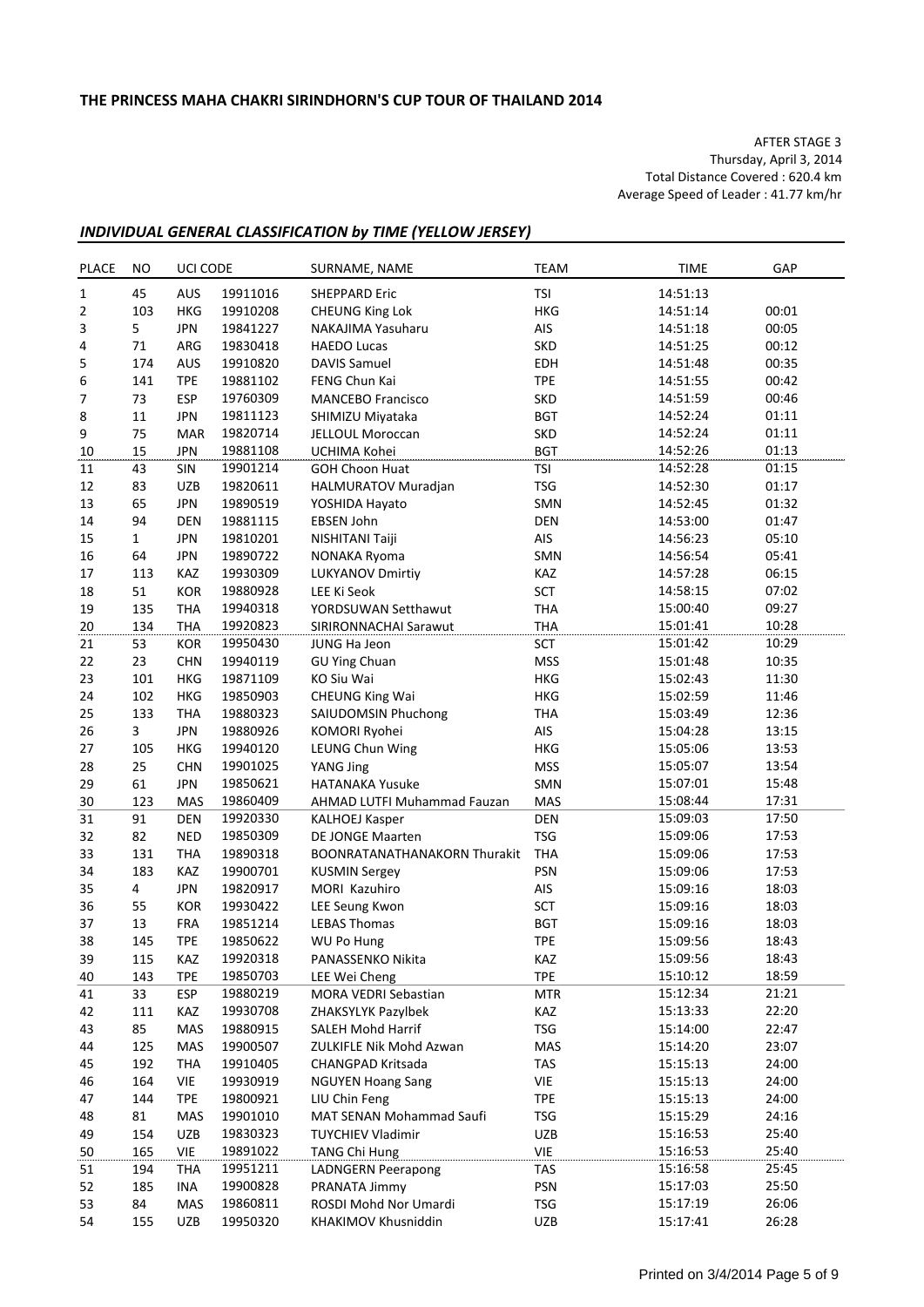**THE PRINCESS MAHA CHAKRI SIRINDHORN'S CUP TOUR OF THAILAND 2014**

AFTER STAGE 3
Thursday, April 3, 2014
Total Distance Covered : 620.4 km
Average Speed of Leader : 41.77 km/hr

## *INDIVIDUAL GENERAL CLASSIFICATION by TIME (YELLOW JERSEY)*

| PLACE | NO | UCI CODE | | SURNAME, NAME | TEAM | TIME | GAP |
|---|---|---|---|---|---|---|---|
| 1 | 45 | AUS | 19911016 | SHEPPARD Eric | TSI | 14:51:13 | |
| 2 | 103 | HKG | 19910208 | CHEUNG King Lok | HKG | 14:51:14 | 00:01 |
| 3 | 5 | JPN | 19841227 | NAKAJIMA Yasuharu | AIS | 14:51:18 | 00:05 |
| 4 | 71 | ARG | 19830418 | HAEDO Lucas | SKD | 14:51:25 | 00:12 |
| 5 | 174 | AUS | 19910820 | DAVIS Samuel | EDH | 14:51:48 | 00:35 |
| 6 | 141 | TPE | 19881102 | FENG Chun Kai | TPE | 14:51:55 | 00:42 |
| 7 | 73 | ESP | 19760309 | MANCEBO Francisco | SKD | 14:51:59 | 00:46 |
| 8 | 11 | JPN | 19811123 | SHIMIZU Miyataka | BGT | 14:52:24 | 01:11 |
| 9 | 75 | MAR | 19820714 | JELLOUL Moroccan | SKD | 14:52:24 | 01:11 |
| 10 | 15 | JPN | 19881108 | UCHIMA Kohei | BGT | 14:52:26 | 01:13 |
| 11 | 43 | SIN | 19901214 | GOH Choon Huat | TSI | 14:52:28 | 01:15 |
| 12 | 83 | UZB | 19820611 | HALMURATOV Muradjan | TSG | 14:52:30 | 01:17 |
| 13 | 65 | JPN | 19890519 | YOSHIDA Hayato | SMN | 14:52:45 | 01:32 |
| 14 | 94 | DEN | 19881115 | EBSEN John | DEN | 14:53:00 | 01:47 |
| 15 | 1 | JPN | 19810201 | NISHITANI Taiji | AIS | 14:56:23 | 05:10 |
| 16 | 64 | JPN | 19890722 | NONAKA Ryoma | SMN | 14:56:54 | 05:41 |
| 17 | 113 | KAZ | 19930309 | LUKYANOV Dmirtiy | KAZ | 14:57:28 | 06:15 |
| 18 | 51 | KOR | 19880928 | LEE Ki Seok | SCT | 14:58:15 | 07:02 |
| 19 | 135 | THA | 19940318 | YORDSUWAN Setthawut | THA | 15:00:40 | 09:27 |
| 20 | 134 | THA | 19920823 | SIRIRONNACHAI Sarawut | THA | 15:01:41 | 10:28 |
| 21 | 53 | KOR | 19950430 | JUNG Ha Jeon | SCT | 15:01:42 | 10:29 |
| 22 | 23 | CHN | 19940119 | GU Ying Chuan | MSS | 15:01:48 | 10:35 |
| 23 | 101 | HKG | 19871109 | KO Siu Wai | HKG | 15:02:43 | 11:30 |
| 24 | 102 | HKG | 19850903 | CHEUNG King Wai | HKG | 15:02:59 | 11:46 |
| 25 | 133 | THA | 19880323 | SAIUDOMSIN Phuchong | THA | 15:03:49 | 12:36 |
| 26 | 3 | JPN | 19880926 | KOMORI Ryohei | AIS | 15:04:28 | 13:15 |
| 27 | 105 | HKG | 19940120 | LEUNG Chun Wing | HKG | 15:05:06 | 13:53 |
| 28 | 25 | CHN | 19901025 | YANG Jing | MSS | 15:05:07 | 13:54 |
| 29 | 61 | JPN | 19850621 | HATANAKA Yusuke | SMN | 15:07:01 | 15:48 |
| 30 | 123 | MAS | 19860409 | AHMAD LUTFI Muhammad Fauzan | MAS | 15:08:44 | 17:31 |
| 31 | 91 | DEN | 19920330 | KALHOEJ Kasper | DEN | 15:09:03 | 17:50 |
| 32 | 82 | NED | 19850309 | DE JONGE Maarten | TSG | 15:09:06 | 17:53 |
| 33 | 131 | THA | 19890318 | BOONRATANATHANAKORN Thurakit | THA | 15:09:06 | 17:53 |
| 34 | 183 | KAZ | 19900701 | KUSMIN Sergey | PSN | 15:09:06 | 17:53 |
| 35 | 4 | JPN | 19820917 | MORI Kazuhiro | AIS | 15:09:16 | 18:03 |
| 36 | 55 | KOR | 19930422 | LEE Seung Kwon | SCT | 15:09:16 | 18:03 |
| 37 | 13 | FRA | 19851214 | LEBAS Thomas | BGT | 15:09:16 | 18:03 |
| 38 | 145 | TPE | 19850622 | WU Po Hung | TPE | 15:09:56 | 18:43 |
| 39 | 115 | KAZ | 19920318 | PANASSENKO Nikita | KAZ | 15:09:56 | 18:43 |
| 40 | 143 | TPE | 19850703 | LEE Wei Cheng | TPE | 15:10:12 | 18:59 |
| 41 | 33 | ESP | 19880219 | MORA VEDRI Sebastian | MTR | 15:12:34 | 21:21 |
| 42 | 111 | KAZ | 19930708 | ZHAKSYLYK Pazylbek | KAZ | 15:13:33 | 22:20 |
| 43 | 85 | MAS | 19880915 | SALEH Mohd Harrif | TSG | 15:14:00 | 22:47 |
| 44 | 125 | MAS | 19900507 | ZULKIFLE Nik Mohd Azwan | MAS | 15:14:20 | 23:07 |
| 45 | 192 | THA | 19910405 | CHANGPAD Kritsada | TAS | 15:15:13 | 24:00 |
| 46 | 164 | VIE | 19930919 | NGUYEN Hoang Sang | VIE | 15:15:13 | 24:00 |
| 47 | 144 | TPE | 19800921 | LIU Chin Feng | TPE | 15:15:13 | 24:00 |
| 48 | 81 | MAS | 19901010 | MAT SENAN Mohammad Saufi | TSG | 15:15:29 | 24:16 |
| 49 | 154 | UZB | 19830323 | TUYCHIEV Vladimir | UZB | 15:16:53 | 25:40 |
| 50 | 165 | VIE | 19891022 | TANG Chi Hung | VIE | 15:16:53 | 25:40 |
| 51 | 194 | THA | 19951211 | LADNGERN Peerapong | TAS | 15:16:58 | 25:45 |
| 52 | 185 | INA | 19900828 | PRANATA Jimmy | PSN | 15:17:03 | 25:50 |
| 53 | 84 | MAS | 19860811 | ROSDI Mohd Nor Umardi | TSG | 15:17:19 | 26:06 |
| 54 | 155 | UZB | 19950320 | KHAKIMOV Khusniddin | UZB | 15:17:41 | 26:28 |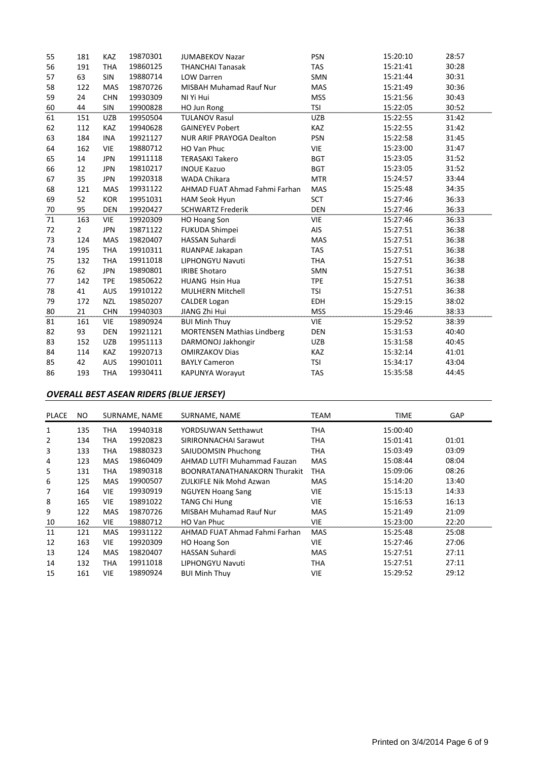| | | | | | | | |
|---|---|---|---|---|---|---|---|
| 55 | 181 | KAZ | 19870301 | JUMABEKOV Nazar | PSN | 15:20:10 | 28:57 |
| 56 | 191 | THA | 19860125 | THANCHAI Tanasak | TAS | 15:21:41 | 30:28 |
| 57 | 63 | SIN | 19880714 | LOW Darren | SMN | 15:21:44 | 30:31 |
| 58 | 122 | MAS | 19870726 | MISBAH Muhamad Rauf Nur | MAS | 15:21:49 | 30:36 |
| 59 | 24 | CHN | 19930309 | NI Yi Hui | MSS | 15:21:56 | 30:43 |
| 60 | 44 | SIN | 19900828 | HO Jun Rong | TSI | 15:22:05 | 30:52 |
| 61 | 151 | UZB | 19950504 | TULANOV Rasul | UZB | 15:22:55 | 31:42 |
| 62 | 112 | KAZ | 19940628 | GAINEYEV Pobert | KAZ | 15:22:55 | 31:42 |
| 63 | 184 | INA | 19921127 | NUR ARIF PRAYOGA Dealton | PSN | 15:22:58 | 31:45 |
| 64 | 162 | VIE | 19880712 | HO Van Phuc | VIE | 15:23:00 | 31:47 |
| 65 | 14 | JPN | 19911118 | TERASAKI Takero | BGT | 15:23:05 | 31:52 |
| 66 | 12 | JPN | 19810217 | INOUE Kazuo | BGT | 15:23:05 | 31:52 |
| 67 | 35 | JPN | 19920318 | WADA Chikara | MTR | 15:24:57 | 33:44 |
| 68 | 121 | MAS | 19931122 | AHMAD FUAT Ahmad Fahmi Farhan | MAS | 15:25:48 | 34:35 |
| 69 | 52 | KOR | 19951031 | HAM Seok Hyun | SCT | 15:27:46 | 36:33 |
| 70 | 95 | DEN | 19920427 | SCHWARTZ Frederik | DEN | 15:27:46 | 36:33 |
| 71 | 163 | VIE | 19920309 | HO Hoang Son | VIE | 15:27:46 | 36:33 |
| 72 | 2 | JPN | 19871122 | FUKUDA Shimpei | AIS | 15:27:51 | 36:38 |
| 73 | 124 | MAS | 19820407 | HASSAN Suhardi | MAS | 15:27:51 | 36:38 |
| 74 | 195 | THA | 19910311 | RUANPAE Jakapan | TAS | 15:27:51 | 36:38 |
| 75 | 132 | THA | 19911018 | LIPHONGYU Navuti | THA | 15:27:51 | 36:38 |
| 76 | 62 | JPN | 19890801 | IRIBE Shotaro | SMN | 15:27:51 | 36:38 |
| 77 | 142 | TPE | 19850622 | HUANG Hsin Hua | TPE | 15:27:51 | 36:38 |
| 78 | 41 | AUS | 19910122 | MULHERN Mitchell | TSI | 15:27:51 | 36:38 |
| 79 | 172 | NZL | 19850207 | CALDER Logan | EDH | 15:29:15 | 38:02 |
| 80 | 21 | CHN | 19940303 | JIANG Zhi Hui | MSS | 15:29:46 | 38:33 |
| 81 | 161 | VIE | 19890924 | BUI Minh Thuy | VIE | 15:29:52 | 38:39 |
| 82 | 93 | DEN | 19921121 | MORTENSEN Mathias Lindberg | DEN | 15:31:53 | 40:40 |
| 83 | 152 | UZB | 19951113 | DARMONOJ Jakhongir | UZB | 15:31:58 | 40:45 |
| 84 | 114 | KAZ | 19920713 | OMIRZAKOV Dias | KAZ | 15:32:14 | 41:01 |
| 85 | 42 | AUS | 19901011 | BAYLY Cameron | TSI | 15:34:17 | 43:04 |
| 86 | 193 | THA | 19930411 | KAPUNYA Worayut | TAS | 15:35:58 | 44:45 |

## *OVERALL BEST ASEAN RIDERS (BLUE JERSEY)*

| PLACE | NO | SURNAME, NAME | | SURNAME, NAME | TEAM | TIME | GAP |
|---|---|---|---|---|---|---|---|
| 1 | 135 | THA | 19940318 | YORDSUWAN Setthawut | THA | 15:00:40 | |
| 2 | 134 | THA | 19920823 | SIRIRONNACHAI Sarawut | THA | 15:01:41 | 01:01 |
| 3 | 133 | THA | 19880323 | SAIUDOMSIN Phuchong | THA | 15:03:49 | 03:09 |
| 4 | 123 | MAS | 19860409 | AHMAD LUTFI Muhammad Fauzan | MAS | 15:08:44 | 08:04 |
| 5 | 131 | THA | 19890318 | BOONRATANATHANAKORN Thurakit | THA | 15:09:06 | 08:26 |
| 6 | 125 | MAS | 19900507 | ZULKIFLE Nik Mohd Azwan | MAS | 15:14:20 | 13:40 |
| 7 | 164 | VIE | 19930919 | NGUYEN Hoang Sang | VIE | 15:15:13 | 14:33 |
| 8 | 165 | VIE | 19891022 | TANG Chi Hung | VIE | 15:16:53 | 16:13 |
| 9 | 122 | MAS | 19870726 | MISBAH Muhamad Rauf Nur | MAS | 15:21:49 | 21:09 |
| 10 | 162 | VIE | 19880712 | HO Van Phuc | VIE | 15:23:00 | 22:20 |
| 11 | 121 | MAS | 19931122 | AHMAD FUAT Ahmad Fahmi Farhan | MAS | 15:25:48 | 25:08 |
| 12 | 163 | VIE | 19920309 | HO Hoang Son | VIE | 15:27:46 | 27:06 |
| 13 | 124 | MAS | 19820407 | HASSAN Suhardi | MAS | 15:27:51 | 27:11 |
| 14 | 132 | THA | 19911018 | LIPHONGYU Navuti | THA | 15:27:51 | 27:11 |
| 15 | 161 | VIE | 19890924 | BUI Minh Thuy | VIE | 15:29:52 | 29:12 |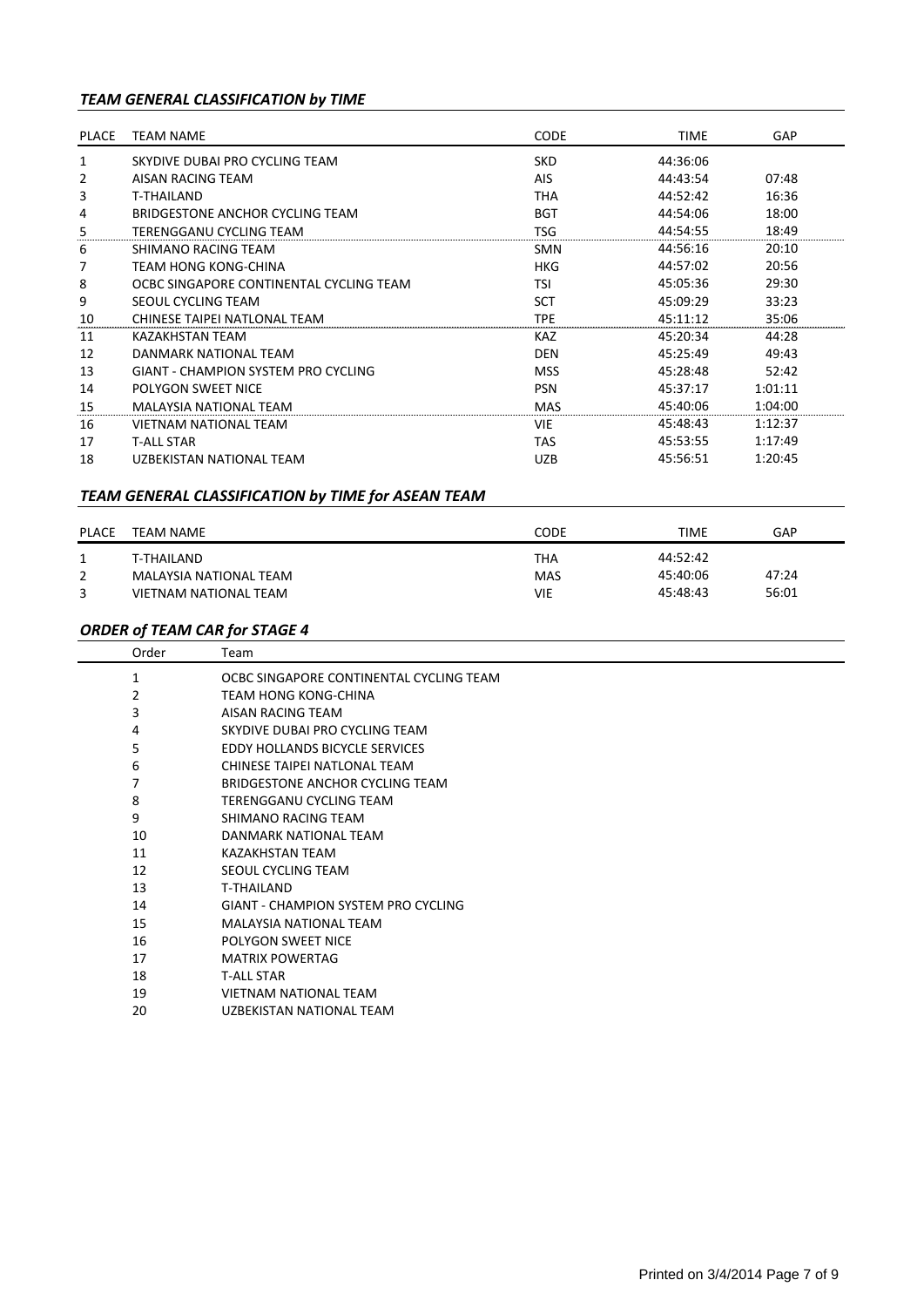### *TEAM GENERAL CLASSIFICATION by TIME*

| PLACE | TEAM NAME | CODE | TIME | GAP |
|---|---|---|---|---|
| 1 | SKYDIVE DUBAI PRO CYCLING TEAM | SKD | 44:36:06 | |
| 2 | AISAN RACING TEAM | AIS | 44:43:54 | 07:48 |
| 3 | T-THAILAND | THA | 44:52:42 | 16:36 |
| 4 | BRIDGESTONE ANCHOR CYCLING TEAM | BGT | 44:54:06 | 18:00 |
| 5 | TERENGGANU CYCLING TEAM | TSG | 44:54:55 | 18:49 |
| 6 | SHIMANO RACING TEAM | SMN | 44:56:16 | 20:10 |
| 7 | TEAM HONG KONG-CHINA | HKG | 44:57:02 | 20:56 |
| 8 | OCBC SINGAPORE CONTINENTAL CYCLING TEAM | TSI | 45:05:36 | 29:30 |
| 9 | SEOUL CYCLING TEAM | SCT | 45:09:29 | 33:23 |
| 10 | CHINESE TAIPEI NATLONAL TEAM | TPE | 45:11:12 | 35:06 |
| 11 | KAZAKHSTAN TEAM | KAZ | 45:20:34 | 44:28 |
| 12 | DANMARK NATIONAL TEAM | DEN | 45:25:49 | 49:43 |
| 13 | GIANT - CHAMPION SYSTEM PRO CYCLING | MSS | 45:28:48 | 52:42 |
| 14 | POLYGON SWEET NICE | PSN | 45:37:17 | 1:01:11 |
| 15 | MALAYSIA NATIONAL TEAM | MAS | 45:40:06 | 1:04:00 |
| 16 | VIETNAM NATIONAL TEAM | VIE | 45:48:43 | 1:12:37 |
| 17 | T-ALL STAR | TAS | 45:53:55 | 1:17:49 |
| 18 | UZBEKISTAN NATIONAL TEAM | UZB | 45:56:51 | 1:20:45 |

### *TEAM GENERAL CLASSIFICATION by TIME for ASEAN TEAM*

| PLACE | TEAM NAME | CODE | TIME | GAP |
|---|---|---|---|---|
| 1 | T-THAILAND | THA | 44:52:42 | |
| 2 | MALAYSIA NATIONAL TEAM | MAS | 45:40:06 | 47:24 |
| 3 | VIETNAM NATIONAL TEAM | VIE | 45:48:43 | 56:01 |

### *ORDER of TEAM CAR for STAGE 4*

| Order | Team |
|---|---|
| 1 | OCBC SINGAPORE CONTINENTAL CYCLING TEAM |
| 2 | TEAM HONG KONG-CHINA |
| 3 | AISAN RACING TEAM |
| 4 | SKYDIVE DUBAI PRO CYCLING TEAM |
| 5 | EDDY HOLLANDS BICYCLE SERVICES |
| 6 | CHINESE TAIPEI NATLONAL TEAM |
| 7 | BRIDGESTONE ANCHOR CYCLING TEAM |
| 8 | TERENGGANU CYCLING TEAM |
| 9 | SHIMANO RACING TEAM |
| 10 | DANMARK NATIONAL TEAM |
| 11 | KAZAKHSTAN TEAM |
| 12 | SEOUL CYCLING TEAM |
| 13 | T-THAILAND |
| 14 | GIANT - CHAMPION SYSTEM PRO CYCLING |
| 15 | MALAYSIA NATIONAL TEAM |
| 16 | POLYGON SWEET NICE |
| 17 | MATRIX POWERTAG |
| 18 | T-ALL STAR |
| 19 | VIETNAM NATIONAL TEAM |
| 20 | UZBEKISTAN NATIONAL TEAM |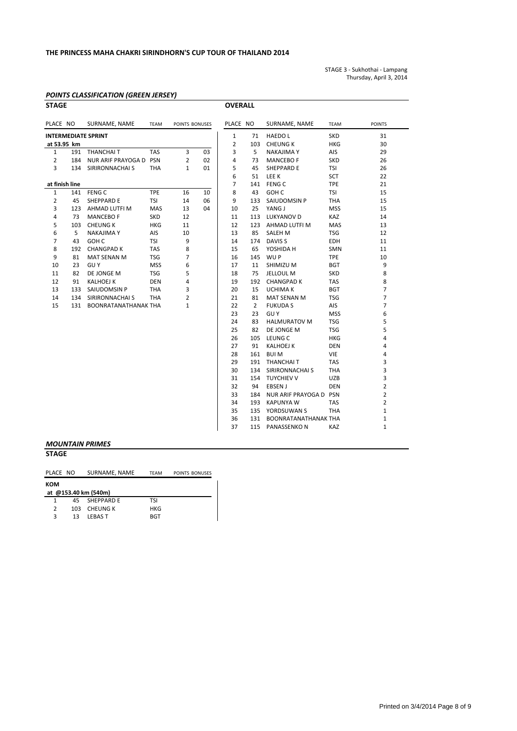**THE PRINCESS MAHA CHAKRI SIRINDHORN'S CUP TOUR OF THAILAND 2014**

STAGE 3 - Sukhothai - Lampang
Thursday, April 3, 2014

## *POINTS CLASSIFICATION (GREEN JERSEY)*

### STAGE

| PLACE | NO | SURNAME, NAME | TEAM | POINTS | BONUSES |
|---|---|---|---|---|---|
| **INTERMEDIATE SPRINT** | | | | | |
| **at 53.95 km** | | | | | |
| 1 | 191 | THANCHAI T | TAS | 3 | 03 |
| 2 | 184 | NUR ARIF PRAYOGA D | PSN | 2 | 02 |
| 3 | 134 | SIRIRONNACHAI S | THA | 1 | 01 |
| **at finish line** | | | | | |
| 1 | 141 | FENG C | TPE | 16 | 10 |
| 2 | 45 | SHEPPARD E | TSI | 14 | 06 |
| 3 | 123 | AHMAD LUTFI M | MAS | 13 | 04 |
| 4 | 73 | MANCEBO F | SKD | 12 | |
| 5 | 103 | CHEUNG K | HKG | 11 | |
| 6 | 5 | NAKAJIMA Y | AIS | 10 | |
| 7 | 43 | GOH C | TSI | 9 | |
| 8 | 192 | CHANGPAD K | TAS | 8 | |
| 9 | 81 | MAT SENAN M | TSG | 7 | |
| 10 | 23 | GU Y | MSS | 6 | |
| 11 | 82 | DE JONGE M | TSG | 5 | |
| 12 | 91 | KALHOEJ K | DEN | 4 | |
| 13 | 133 | SAIUDOMSIN P | THA | 3 | |
| 14 | 134 | SIRIRONNACHAI S | THA | 2 | |
| 15 | 131 | BOONRATANATHANAK | THA | 1 | |

### OVERALL

| PLACE | NO | SURNAME, NAME | TEAM | POINTS |
|---|---|---|---|---|
| 1 | 71 | HAEDO L | SKD | 31 |
| 2 | 103 | CHEUNG K | HKG | 30 |
| 3 | 5 | NAKAJIMA Y | AIS | 29 |
| 4 | 73 | MANCEBO F | SKD | 26 |
| 5 | 45 | SHEPPARD E | TSI | 26 |
| 6 | 51 | LEE K | SCT | 22 |
| 7 | 141 | FENG C | TPE | 21 |
| 8 | 43 | GOH C | TSI | 15 |
| 9 | 133 | SAIUDOMSIN P | THA | 15 |
| 10 | 25 | YANG J | MSS | 15 |
| 11 | 113 | LUKYANOV D | KAZ | 14 |
| 12 | 123 | AHMAD LUTFI M | MAS | 13 |
| 13 | 85 | SALEH M | TSG | 12 |
| 14 | 174 | DAVIS S | EDH | 11 |
| 15 | 65 | YOSHIDA H | SMN | 11 |
| 16 | 145 | WU P | TPE | 10 |
| 17 | 11 | SHIMIZU M | BGT | 9 |
| 18 | 75 | JELLOUL M | SKD | 8 |
| 19 | 192 | CHANGPAD K | TAS | 8 |
| 20 | 15 | UCHIMA K | BGT | 7 |
| 21 | 81 | MAT SENAN M | TSG | 7 |
| 22 | 2 | FUKUDA S | AIS | 7 |
| 23 | 23 | GU Y | MSS | 6 |
| 24 | 83 | HALMURATOV M | TSG | 5 |
| 25 | 82 | DE JONGE M | TSG | 5 |
| 26 | 105 | LEUNG C | HKG | 4 |
| 27 | 91 | KALHOEJ K | DEN | 4 |
| 28 | 161 | BUI M | VIE | 4 |
| 29 | 191 | THANCHAI T | TAS | 3 |
| 30 | 134 | SIRIRONNACHAI S | THA | 3 |
| 31 | 154 | TUYCHIEV V | UZB | 3 |
| 32 | 94 | EBSEN J | DEN | 2 |
| 33 | 184 | NUR ARIF PRAYOGA D | PSN | 2 |
| 34 | 193 | KAPUNYA W | TAS | 2 |
| 35 | 135 | YORDSUWAN S | THA | 1 |
| 36 | 131 | BOONRATANATHANAK | THA | 1 |
| 37 | 115 | PANASSENKO N | KAZ | 1 |

## *MOUNTAIN PRIMES*

### STAGE

| PLACE | NO | SURNAME, NAME | TEAM | POINTS | BONUSES |
|---|---|---|---|---|---|
| **KOM** | | | | | |
| **at @153.40 km (540m)** | | | | | |
| 1 | 45 | SHEPPARD E | TSI | | |
| 2 | 103 | CHEUNG K | HKG | | |
| 3 | 13 | LEBAS T | BGT | | |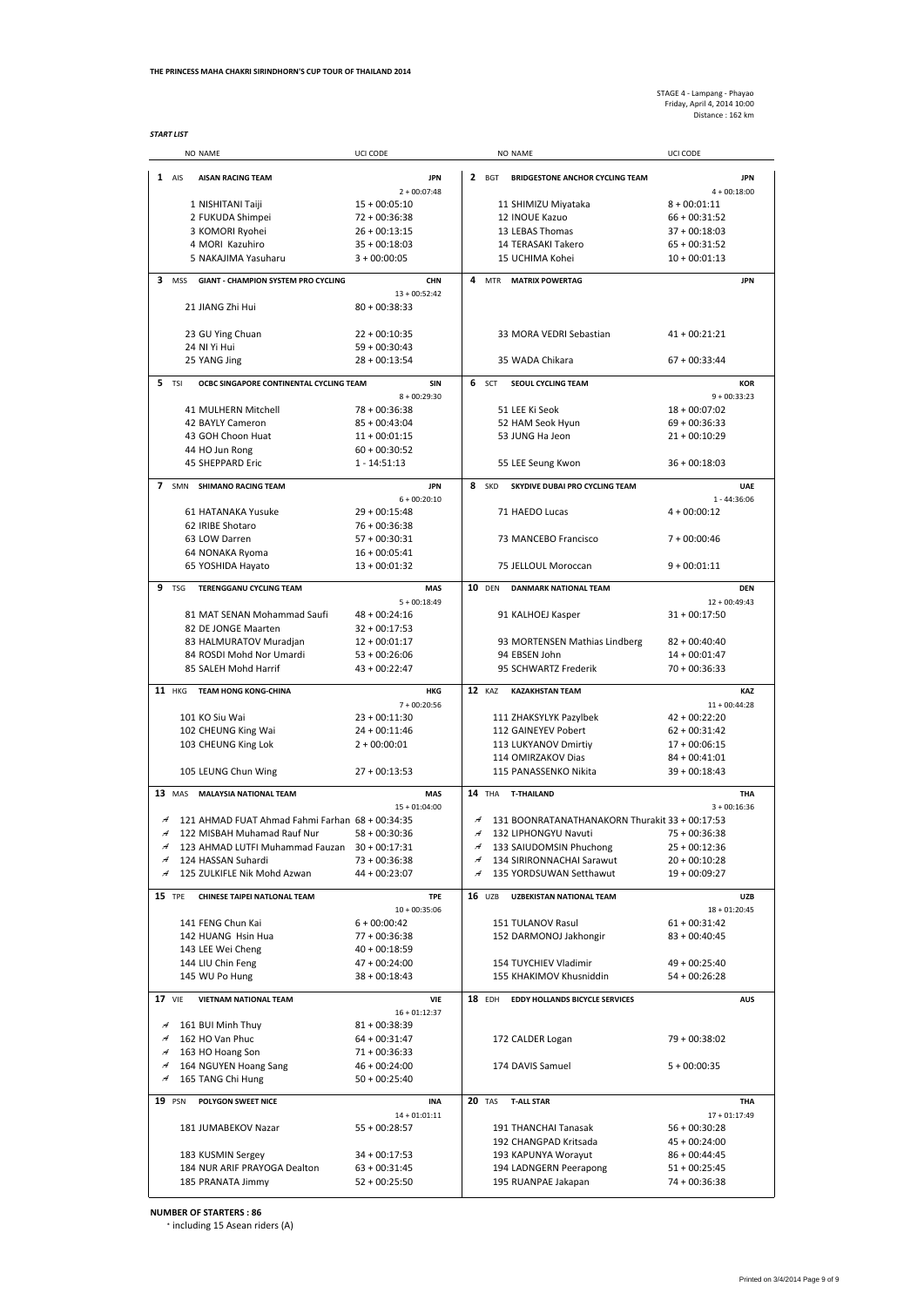**THE PRINCESS MAHA CHAKRI SIRINDHORN'S CUP TOUR OF THAILAND 2014**

STAGE 4 - Lampang - Phayao
Friday, April 4, 2014 10:00
Distance : 162 km

***START LIST***

| NO | NAME | UCI CODE | NO | NAME | UCI CODE |
|---|---|---|---|---|---|
| **1** AIS | **AISAN RACING TEAM** | **JPN** | **2** BGT | **BRIDGESTONE ANCHOR CYCLING TEAM** | **JPN** |
| | | 2 + 00:07:48 | | | 4 + 00:18:00 |
| 1 | NISHITANI Taiji | 15 + 00:05:10 | 11 | SHIMIZU Miyataka | 8 + 00:01:11 |
| 2 | FUKUDA Shimpei | 72 + 00:36:38 | 12 | INOUE Kazuo | 66 + 00:31:52 |
| 3 | KOMORI Ryohei | 26 + 00:13:15 | 13 | LEBAS Thomas | 37 + 00:18:03 |
| 4 | MORI Kazuhiro | 35 + 00:18:03 | 14 | TERASAKI Takero | 65 + 00:31:52 |
| 5 | NAKAJIMA Yasuharu | 3 + 00:00:05 | 15 | UCHIMA Kohei | 10 + 00:01:13 |
| **3** MSS | **GIANT - CHAMPION SYSTEM PRO CYCLING** | **CHN** | **4** MTR | **MATRIX POWERTAG** | **JPN** |
| | | 13 + 00:52:42 | | | |
| 21 | JIANG Zhi Hui | 80 + 00:38:33 | | | |
| 23 | GU Ying Chuan | 22 + 00:10:35 | 33 | MORA VEDRI Sebastian | 41 + 00:21:21 |
| 24 | NI Yi Hui | 59 + 00:30:43 | | | |
| 25 | YANG Jing | 28 + 00:13:54 | 35 | WADA Chikara | 67 + 00:33:44 |
| **5** TSI | **OCBC SINGAPORE CONTINENTAL CYCLING TEAM** | **SIN** | **6** SCT | **SEOUL CYCLING TEAM** | **KOR** |
| | | 8 + 00:29:30 | | | 9 + 00:33:23 |
| 41 | MULHERN Mitchell | 78 + 00:36:38 | 51 | LEE Ki Seok | 18 + 00:07:02 |
| 42 | BAYLY Cameron | 85 + 00:43:04 | 52 | HAM Seok Hyun | 69 + 00:36:33 |
| 43 | GOH Choon Huat | 11 + 00:01:15 | 53 | JUNG Ha Jeon | 21 + 00:10:29 |
| 44 | HO Jun Rong | 60 + 00:30:52 | | | |
| 45 | SHEPPARD Eric | 1 - 14:51:13 | 55 | LEE Seung Kwon | 36 + 00:18:03 |
| **7** SMN | **SHIMANO RACING TEAM** | **JPN** | **8** SKD | **SKYDIVE DUBAI PRO CYCLING TEAM** | **UAE** |
| | | 6 + 00:20:10 | | | 1 - 44:36:06 |
| 61 | HATANAKA Yusuke | 29 + 00:15:48 | 71 | HAEDO Lucas | 4 + 00:00:12 |
| 62 | IRIBE Shotaro | 76 + 00:36:38 | | | |
| 63 | LOW Darren | 57 + 00:30:31 | 73 | MANCEBO Francisco | 7 + 00:00:46 |
| 64 | NONAKA Ryoma | 16 + 00:05:41 | | | |
| 65 | YOSHIDA Hayato | 13 + 00:01:32 | 75 | JELLOUL Moroccan | 9 + 00:01:11 |
| **9** TSG | **TERENGGANU CYCLING TEAM** | **MAS** | **10** DEN | **DANMARK NATIONAL TEAM** | **DEN** |
| | | 5 + 00:18:49 | | | 12 + 00:49:43 |
| 81 | MAT SENAN Mohammad Saufi | 48 + 00:24:16 | 91 | KALHOEJ Kasper | 31 + 00:17:50 |
| 82 | DE JONGE Maarten | 32 + 00:17:53 | | | |
| 83 | HALMURATOV Muradjan | 12 + 00:01:17 | 93 | MORTENSEN Mathias Lindberg | 82 + 00:40:40 |
| 84 | ROSDI Mohd Nor Umardi | 53 + 00:26:06 | 94 | EBSEN John | 14 + 00:01:47 |
| 85 | SALEH Mohd Harrif | 43 + 00:22:47 | 95 | SCHWARTZ Frederik | 70 + 00:36:33 |
| **11** HKG | **TEAM HONG KONG-CHINA** | **HKG** | **12** KAZ | **KAZAKHSTAN TEAM** | **KAZ** |
| | | 7 + 00:20:56 | | | 11 + 00:44:28 |
| 101 | KO Siu Wai | 23 + 00:11:30 | 111 | ZHAKSYLYK Pazylbek | 42 + 00:22:20 |
| 102 | CHEUNG King Wai | 24 + 00:11:46 | 112 | GAINEYEV Pobert | 62 + 00:31:42 |
| 103 | CHEUNG King Lok | 2 + 00:00:01 | 113 | LUKYANOV Dmirtiy | 17 + 00:06:15 |
| | | | 114 | OMIRZAKOV Dias | 84 + 00:41:01 |
| 105 | LEUNG Chun Wing | 27 + 00:13:53 | 115 | PANASSENKO Nikita | 39 + 00:18:43 |
| **13** MAS | **MALAYSIA NATIONAL TEAM** | **MAS** | **14** THA | **T-THAILAND** | **THA** |
| | | 15 + 01:04:00 | | | 3 + 00:16:36 |
| A 121 | AHMAD FUAT Ahmad Fahmi Farhan | 68 + 00:34:35 | A 131 | BOONRATANATHANAKORN Thurakit | 33 + 00:17:53 |
| A 122 | MISBAH Muhamad Rauf Nur | 58 + 00:30:36 | A 132 | LIPHONGYU Navuti | 75 + 00:36:38 |
| A 123 | AHMAD LUTFI Muhammad Fauzan | 30 + 00:17:31 | A 133 | SAIUDOMSIN Phuchong | 25 + 00:12:36 |
| A 124 | HASSAN Suhardi | 73 + 00:36:38 | A 134 | SIRIRONNACHAI Sarawut | 20 + 00:10:28 |
| A 125 | ZULKIFLE Nik Mohd Azwan | 44 + 00:23:07 | A 135 | YORDSUWAN Setthawut | 19 + 00:09:27 |
| **15** TPE | **CHINESE TAIPEI NATLONAL TEAM** | **TPE** | **16** UZB | **UZBEKISTAN NATIONAL TEAM** | **UZB** |
| | | 10 + 00:35:06 | | | 18 + 01:20:45 |
| 141 | FENG Chun Kai | 6 + 00:00:42 | 151 | TULANOV Rasul | 61 + 00:31:42 |
| 142 | HUANG Hsin Hua | 77 + 00:36:38 | 152 | DARMONOJ Jakhongir | 83 + 00:40:45 |
| 143 | LEE Wei Cheng | 40 + 00:18:59 | | | |
| 144 | LIU Chin Feng | 47 + 00:24:00 | 154 | TUYCHIEV Vladimir | 49 + 00:25:40 |
| 145 | WU Po Hung | 38 + 00:18:43 | 155 | KHAKIMOV Khusniddin | 54 + 00:26:28 |
| **17** VIE | **VIETNAM NATIONAL TEAM** | **VIE** | **18** EDH | **EDDY HOLLANDS BICYCLE SERVICES** | **AUS** |
| | | 16 + 01:12:37 | | | |
| A 161 | BUI Minh Thuy | 81 + 00:38:39 | | | |
| A 162 | HO Van Phuc | 64 + 00:31:47 | 172 | CALDER Logan | 79 + 00:38:02 |
| A 163 | HO Hoang Son | 71 + 00:36:33 | | | |
| A 164 | NGUYEN Hoang Sang | 46 + 00:24:00 | 174 | DAVIS Samuel | 5 + 00:00:35 |
| A 165 | TANG Chi Hung | 50 + 00:25:40 | | | |
| **19** PSN | **POLYGON SWEET NICE** | **INA** | **20** TAS | **T-ALL STAR** | **THA** |
| | | 14 + 01:01:11 | | | 17 + 01:17:49 |
| 181 | JUMABEKOV Nazar | 55 + 00:28:57 | 191 | THANCHAI Tanasak | 56 + 00:30:28 |
| | | | 192 | CHANGPAD Kritsada | 45 + 00:24:00 |
| 183 | KUSMIN Sergey | 34 + 00:17:53 | 193 | KAPUNYA Worayut | 86 + 00:44:45 |
| 184 | NUR ARIF PRAYOGA Dealton | 63 + 00:31:45 | 194 | LADNGERN Peerapong | 51 + 00:25:45 |
| 185 | PRANATA Jimmy | 52 + 00:25:50 | 195 | RUANPAE Jakapan | 74 + 00:36:38 |

**NUMBER OF STARTERS : 86**

- including 15 Asean riders (A)